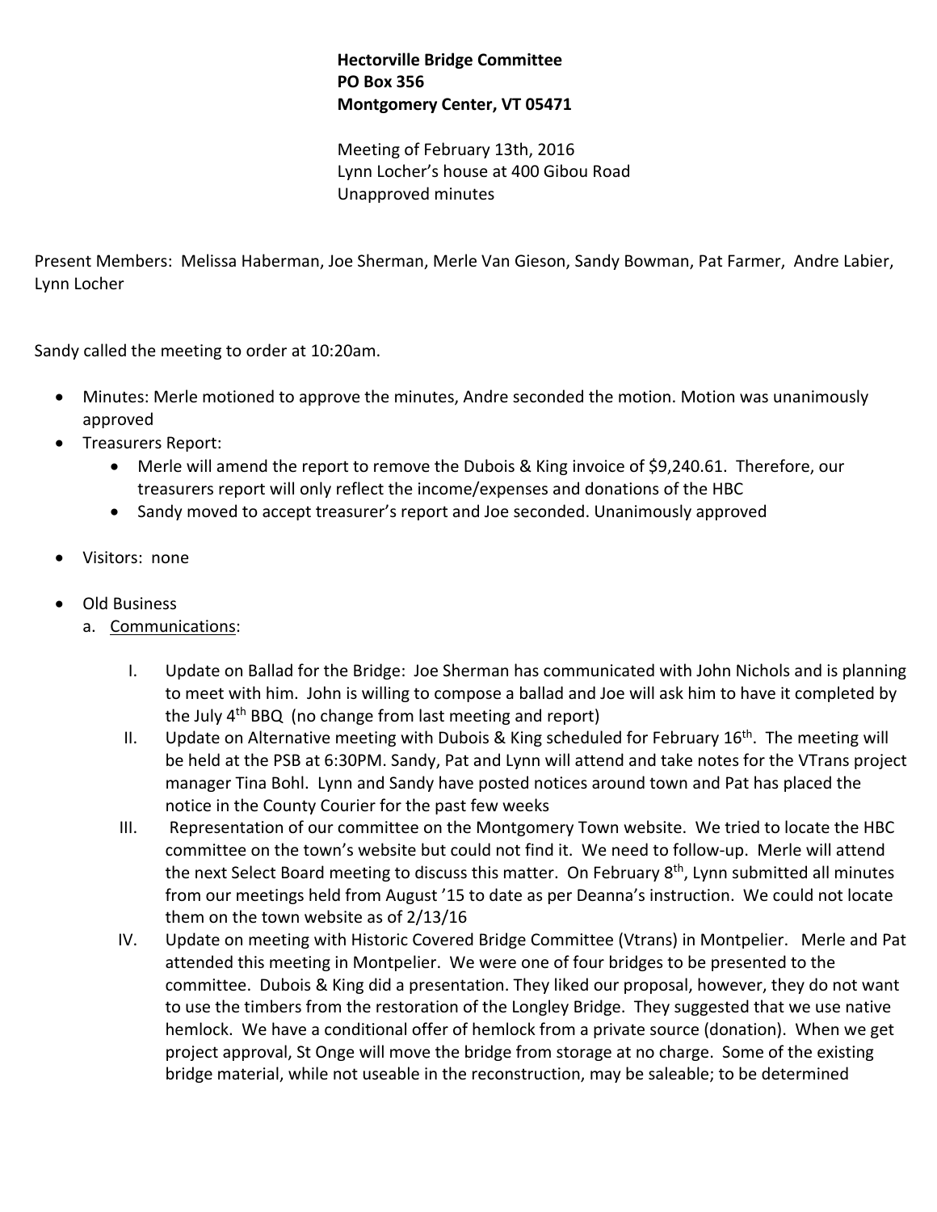**Hectorville Bridge Committee**
**PO Box 356**
**Montgomery Center, VT 05471**

Meeting of February 13th, 2016
Lynn Locher's house at 400 Gibou Road
Unapproved minutes

Present Members: Melissa Haberman, Joe Sherman, Merle Van Gieson, Sandy Bowman, Pat Farmer, Andre Labier, Lynn Locher

Sandy called the meeting to order at 10:20am.

- Minutes: Merle motioned to approve the minutes, Andre seconded the motion. Motion was unanimously approved
- Treasurers Report:
  - Merle will amend the report to remove the Dubois & King invoice of $9,240.61. Therefore, our treasurers report will only reflect the income/expenses and donations of the HBC
  - Sandy moved to accept treasurer's report and Joe seconded. Unanimously approved
- Visitors: none
- Old Business
  a. Communications:
     I. Update on Ballad for the Bridge: Joe Sherman has communicated with John Nichols and is planning to meet with him. John is willing to compose a ballad and Joe will ask him to have it completed by the July 4th BBQ (no change from last meeting and report)
     II. Update on Alternative meeting with Dubois & King scheduled for February 16th. The meeting will be held at the PSB at 6:30PM. Sandy, Pat and Lynn will attend and take notes for the VTrans project manager Tina Bohl. Lynn and Sandy have posted notices around town and Pat has placed the notice in the County Courier for the past few weeks
     III. Representation of our committee on the Montgomery Town website. We tried to locate the HBC committee on the town's website but could not find it. We need to follow-up. Merle will attend the next Select Board meeting to discuss this matter. On February 8th, Lynn submitted all minutes from our meetings held from August '15 to date as per Deanna's instruction. We could not locate them on the town website as of 2/13/16
     IV. Update on meeting with Historic Covered Bridge Committee (Vtrans) in Montpelier. Merle and Pat attended this meeting in Montpelier. We were one of four bridges to be presented to the committee. Dubois & King did a presentation. They liked our proposal, however, they do not want to use the timbers from the restoration of the Longley Bridge. They suggested that we use native hemlock. We have a conditional offer of hemlock from a private source (donation). When we get project approval, St Onge will move the bridge from storage at no charge. Some of the existing bridge material, while not useable in the reconstruction, may be saleable; to be determined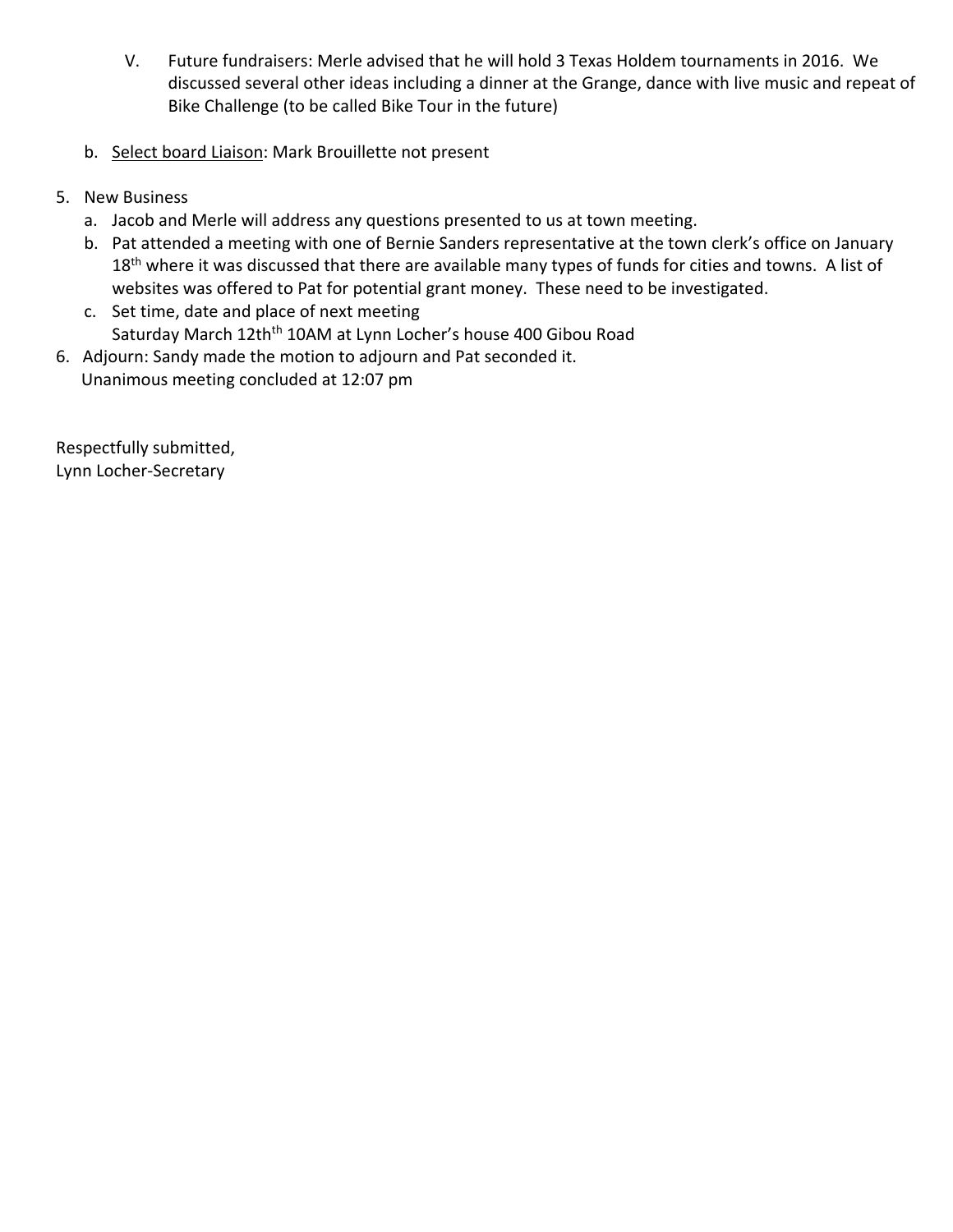V. Future fundraisers: Merle advised that he will hold 3 Texas Holdem tournaments in 2016. We discussed several other ideas including a dinner at the Grange, dance with live music and repeat of Bike Challenge (to be called Bike Tour in the future)

b. Select board Liaison: Mark Brouillette not present

5. New Business
   a. Jacob and Merle will address any questions presented to us at town meeting.
   b. Pat attended a meeting with one of Bernie Sanders representative at the town clerk's office on January 18th where it was discussed that there are available many types of funds for cities and towns. A list of websites was offered to Pat for potential grant money. These need to be investigated.
   c. Set time, date and place of next meeting
      Saturday March 12thth 10AM at Lynn Locher's house 400 Gibou Road
6. Adjourn: Sandy made the motion to adjourn and Pat seconded it.
   Unanimous meeting concluded at 12:07 pm

Respectfully submitted,
Lynn Locher-Secretary